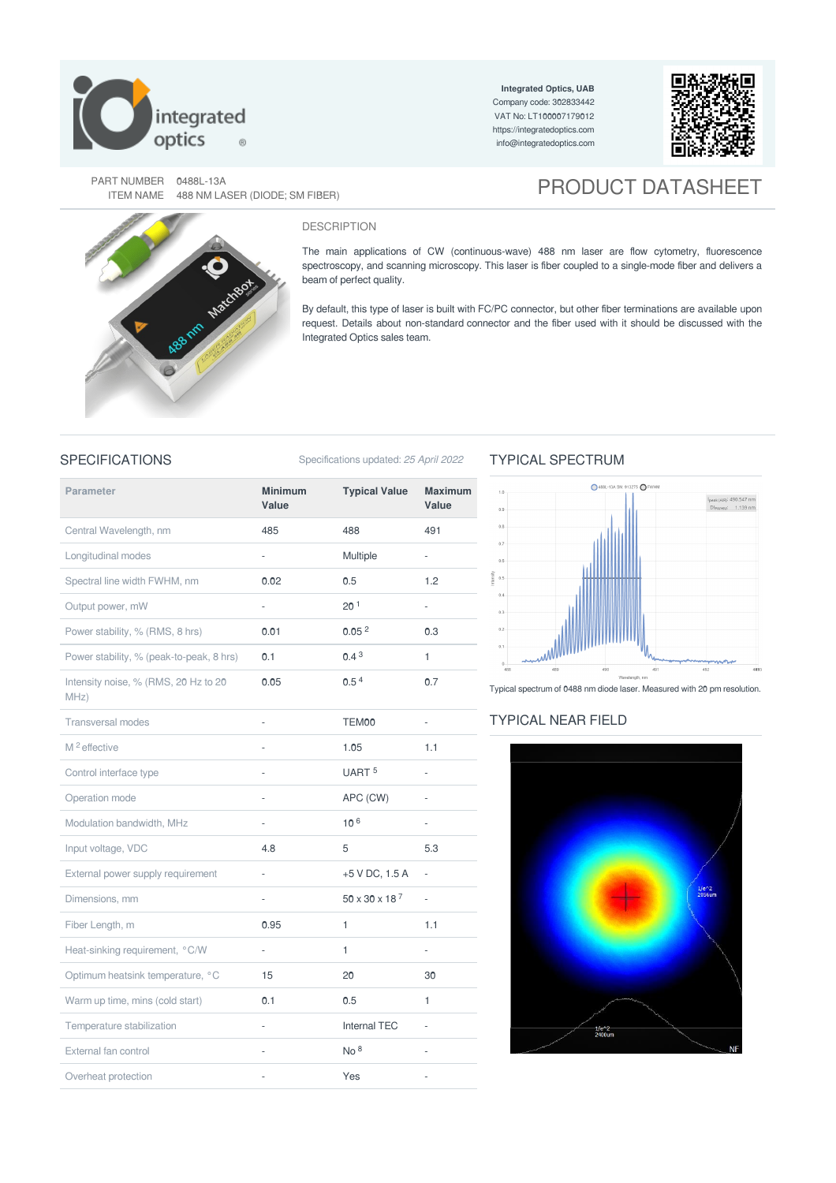Integrated Optics, UAB
Company code: 302833442
VAT No: LT100007179012
https://integratedoptics.com
info@integratedoptics.com

PART NUMBER 0488L-13A
ITEM NAME 488 NM LASER (DIODE; SM FIBER)

# PRODUCT DATASHEET

## DESCRIPTION

The main applications of CW (continuous-wave) 488 nm laser are flow cytometry, fluorescence spectroscopy, and scanning microscopy. This laser is fiber coupled to a single-mode fiber and delivers a beam of perfect quality.

By default, this type of laser is built with FC/PC connector, but other fiber terminations are available upon request. Details about non-standard connector and the fiber used with it should be discussed with the Integrated Optics sales team.

## SPECIFICATIONS

Specifications updated: *25 April 2022*

| Parameter | Minimum Value | Typical Value | Maximum Value |
|---|---|---|---|
| Central Wavelength, nm | 485 | 488 | 491 |
| Longitudinal modes | - | Multiple | - |
| Spectral line width FWHM, nm | 0.02 | 0.5 | 1.2 |
| Output power, mW | - | 20 [1] | - |
| Power stability, % (RMS, 8 hrs) | 0.01 | 0.05 [2] | 0.3 |
| Power stability, % (peak-to-peak, 8 hrs) | 0.1 | 0.4 [3] | 1 |
| Intensity noise, % (RMS, 20 Hz to 20 MHz) | 0.05 | 0.5 [4] | 0.7 |
| Transversal modes | - | TEM00 | - |
| $M^2$ effective | - | 1.05 | 1.1 |
| Control interface type | - | UART [5] | - |
| Operation mode | - | APC (CW) | - |
| Modulation bandwidth, MHz | - | 10 [6] | - |
| Input voltage, VDC | 4.8 | 5 | 5.3 |
| External power supply requirement | - | +5 V DC, 1.5 A | - |
| Dimensions, mm | - | 50 x 30 x 18 [7] | - |
| Fiber Length, m | 0.95 | 1 | 1.1 |
| Heat-sinking requirement, °C/W | - | 1 | - |
| Optimum heatsink temperature, °C | 15 | 20 | 30 |
| Warm up time, mins (cold start) | 0.1 | 0.5 | 1 |
| Temperature stabilization | - | Internal TEC | - |
| External fan control | - | No [8] | - |
| Overheat protection | - | Yes | - |

## TYPICAL SPECTRUM

Typical spectrum of 0488 nm diode laser. Measured with 20 pm resolution.

## TYPICAL NEAR FIELD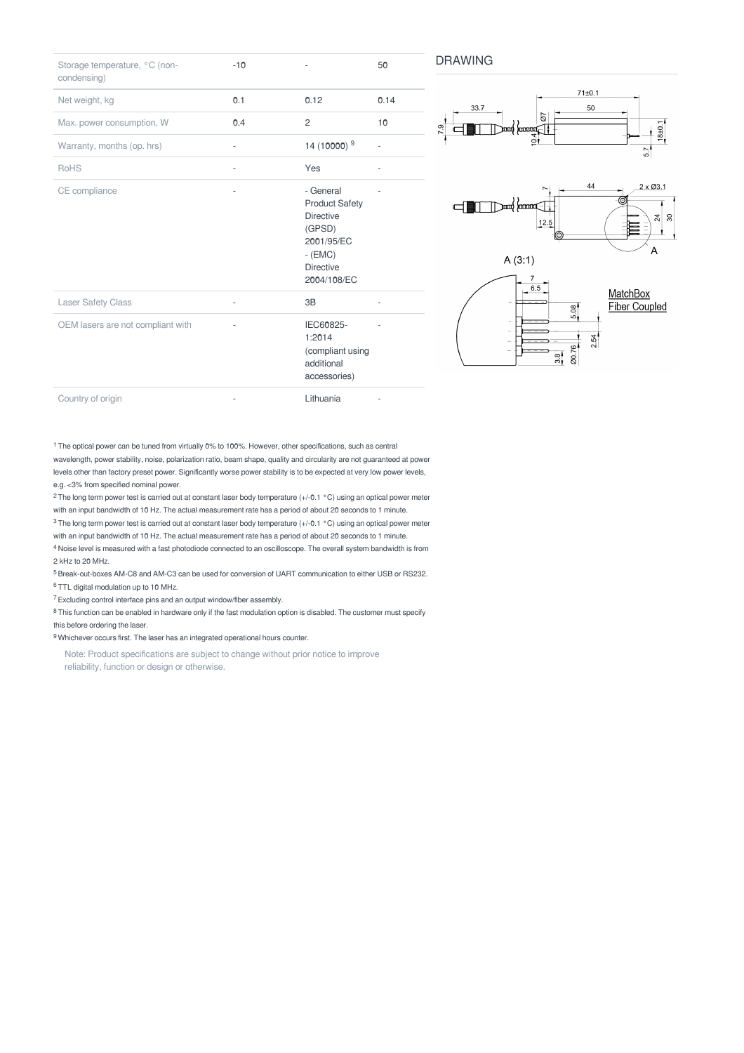| | | | |
|---|---|---|---|
| Storage temperature, °C (non-condensing) | -10 | - | 50 |
| Net weight, kg | 0.1 | 0.12 | 0.14 |
| Max. power consumption, W | 0.4 | 2 | 10 |
| Warranty, months (op. hrs) | - | 14 (10000) [9] | - |
| RoHS | - | Yes | - |
| CE compliance | - | - General Product Safety Directive (GPSD) 2001/95/EC<br>- (EMC) Directive 2004/108/EC | - |
| Laser Safety Class | - | 3B | - |
| OEM lasers are not compliant with | - | IEC60825-1:2014 (compliant using additional accessories) | - |
| Country of origin | - | Lithuania | - |

## DRAWING

71±0.1
50
33.7
7.9
Ø7
10.4
8±0.1
5.7
44
2 x Ø3.1
7
12.5
24
30
A
A (3:1)
7
6.5
5.08
2.54
3.8
Ø0.76
MatchBox
Fiber Coupled

[1] The optical power can be tuned from virtually 0% to 100%. However, other specifications, such as central wavelength, power stability, noise, polarization ratio, beam shape, quality and circularity are not guaranteed at power levels other than factory preset power. Significantly worse power stability is to be expected at very low power levels, e.g. <3% from specified nominal power.

[2] The long term power test is carried out at constant laser body temperature (+/-0.1 °C) using an optical power meter with an input bandwidth of 10 Hz. The actual measurement rate has a period of about 20 seconds to 1 minute.

[3] The long term power test is carried out at constant laser body temperature (+/-0.1 °C) using an optical power meter with an input bandwidth of 10 Hz. The actual measurement rate has a period of about 20 seconds to 1 minute.

[4] Noise level is measured with a fast photodiode connected to an oscilloscope. The overall system bandwidth is from 2 kHz to 20 MHz.

[5] Break-out-boxes AM-C8 and AM-C3 can be used for conversion of UART communication to either USB or RS232.

[6] TTL digital modulation up to 10 MHz.

[7] Excluding control interface pins and an output window/fiber assembly.

[8] This function can be enabled in hardware only if the fast modulation option is disabled. The customer must specify this before ordering the laser.

[9] Whichever occurs first. The laser has an integrated operational hours counter.

Note: Product specifications are subject to change without prior notice to improve reliability, function or design or otherwise.